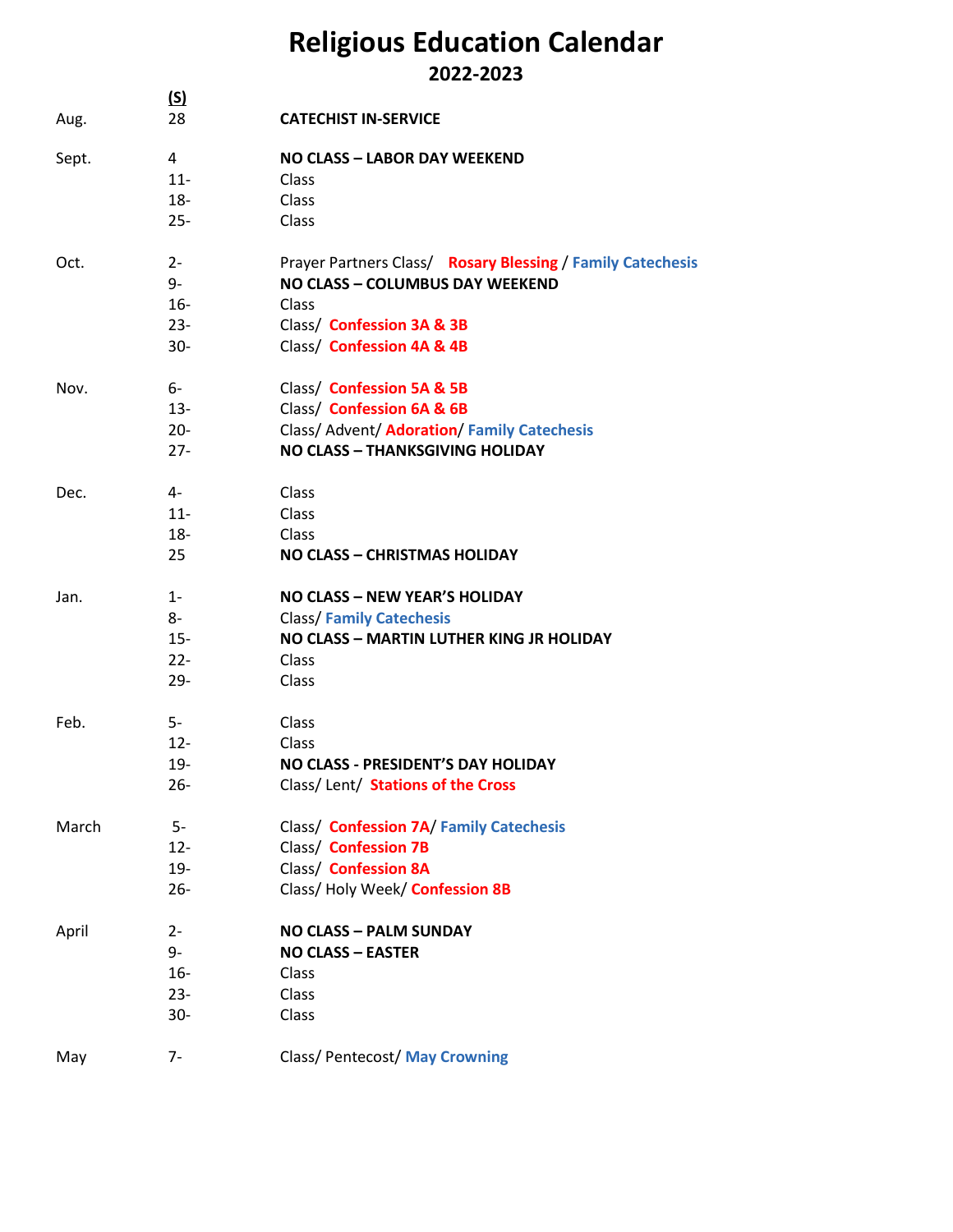# Religious Education Calendar

## 2022-2023

| | (S) | |
|---|---|---|
| Aug. | 28 | **CATECHIST IN-SERVICE** |
| Sept. | 4 | **NO CLASS – LABOR DAY WEEKEND** |
| | 11- | Class |
| | 18- | Class |
| | 25- | Class |
| Oct. | 2- | Prayer Partners Class/ **Rosary Blessing** / **Family Catechesis** |
| | 9- | **NO CLASS – COLUMBUS DAY WEEKEND** |
| | 16- | Class |
| | 23- | Class/ **Confession 3A & 3B** |
| | 30- | Class/ **Confession 4A & 4B** |
| Nov. | 6- | Class/ **Confession 5A & 5B** |
| | 13- | Class/ **Confession 6A & 6B** |
| | 20- | Class/ Advent/ **Adoration**/ **Family Catechesis** |
| | 27- | **NO CLASS – THANKSGIVING HOLIDAY** |
| Dec. | 4- | Class |
| | 11- | Class |
| | 18- | Class |
| | 25 | **NO CLASS – CHRISTMAS HOLIDAY** |
| Jan. | 1- | **NO CLASS – NEW YEAR'S HOLIDAY** |
| | 8- | Class/ **Family Catechesis** |
| | 15- | **NO CLASS – MARTIN LUTHER KING JR HOLIDAY** |
| | 22- | Class |
| | 29- | Class |
| Feb. | 5- | Class |
| | 12- | Class |
| | 19- | **NO CLASS - PRESIDENT'S DAY HOLIDAY** |
| | 26- | Class/ Lent/ **Stations of the Cross** |
| March | 5- | Class/ **Confession 7A**/ **Family Catechesis** |
| | 12- | Class/ **Confession 7B** |
| | 19- | Class/ **Confession 8A** |
| | 26- | Class/ Holy Week/ **Confession 8B** |
| April | 2- | **NO CLASS – PALM SUNDAY** |
| | 9- | **NO CLASS – EASTER** |
| | 16- | Class |
| | 23- | Class |
| | 30- | Class |
| May | 7- | Class/ Pentecost/ **May Crowning** |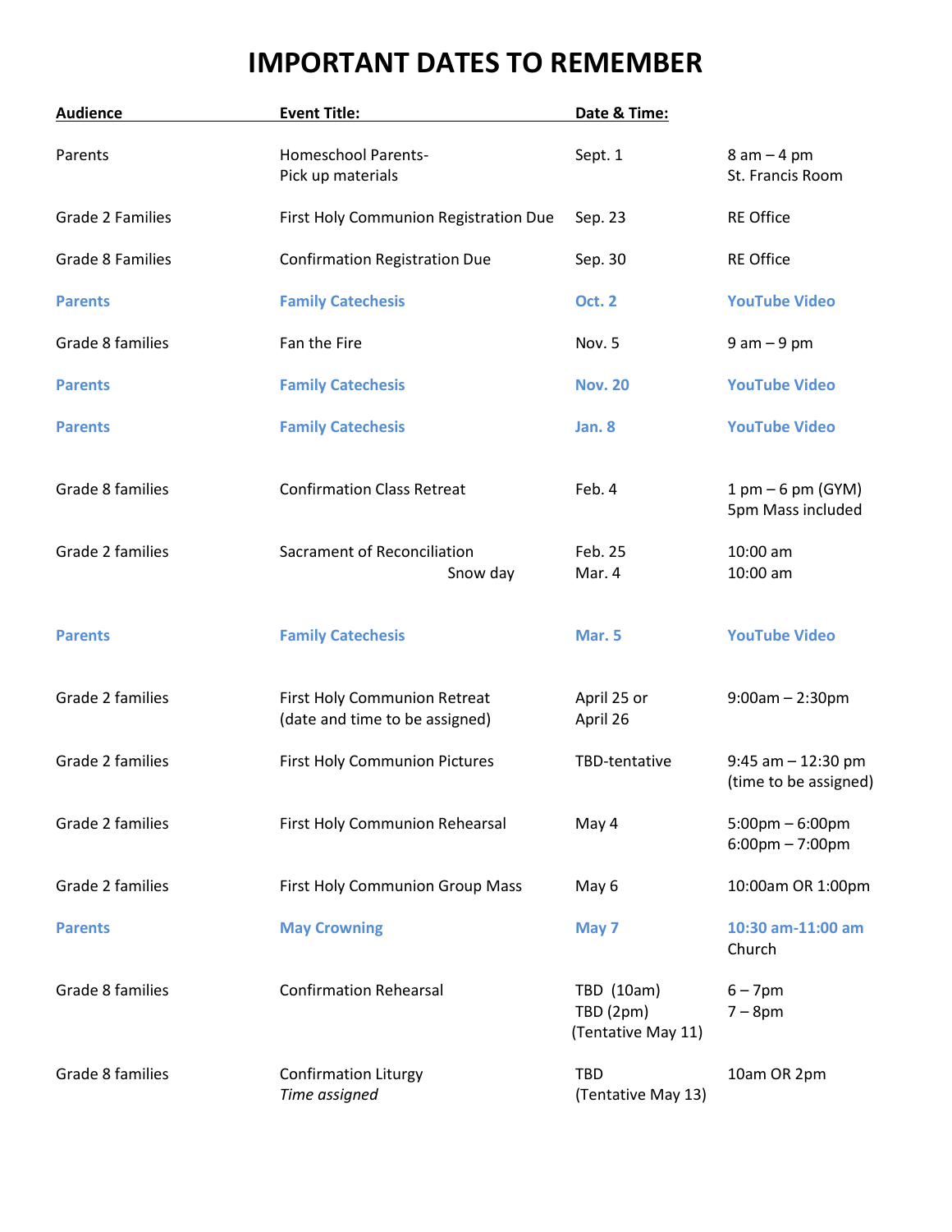# IMPORTANT DATES TO REMEMBER

| Audience | Event Title: | Date & Time: | |
|---|---|---|---|
| Parents | Homeschool Parents-<br>Pick up materials | Sept. 1 | 8 am – 4 pm<br>St. Francis Room |
| Grade 2 Families | First Holy Communion Registration Due | Sep. 23 | RE Office |
| Grade 8 Families | Confirmation Registration Due | Sep. 30 | RE Office |
| **Parents** | **Family Catechesis** | **Oct. 2** | **YouTube Video** |
| Grade 8 families | Fan the Fire | Nov. 5 | 9 am – 9 pm |
| **Parents** | **Family Catechesis** | **Nov. 20** | **YouTube Video** |
| **Parents** | **Family Catechesis** | **Jan. 8** | **YouTube Video** |
| Grade 8 families | Confirmation Class Retreat | Feb. 4 | 1 pm – 6 pm (GYM)<br>5pm Mass included |
| Grade 2 families | Sacrament of Reconciliation<br>Snow day | Feb. 25<br>Mar. 4 | 10:00 am<br>10:00 am |
| **Parents** | **Family Catechesis** | **Mar. 5** | **YouTube Video** |
| Grade 2 families | First Holy Communion Retreat<br>(date and time to be assigned) | April 25 or<br>April 26 | 9:00am – 2:30pm |
| Grade 2 families | First Holy Communion Pictures | TBD-tentative | 9:45 am – 12:30 pm<br>(time to be assigned) |
| Grade 2 families | First Holy Communion Rehearsal | May 4 | 5:00pm – 6:00pm<br>6:00pm – 7:00pm |
| Grade 2 families | First Holy Communion Group Mass | May 6 | 10:00am OR 1:00pm |
| **Parents** | **May Crowning** | **May 7** | **10:30 am-11:00 am**<br>Church |
| Grade 8 families | Confirmation Rehearsal | TBD (10am)<br>TBD (2pm)<br>(Tentative May 11) | 6 – 7pm<br>7 – 8pm |
| Grade 8 families | Confirmation Liturgy<br>*Time assigned* | TBD<br>(Tentative May 13) | 10am OR 2pm |